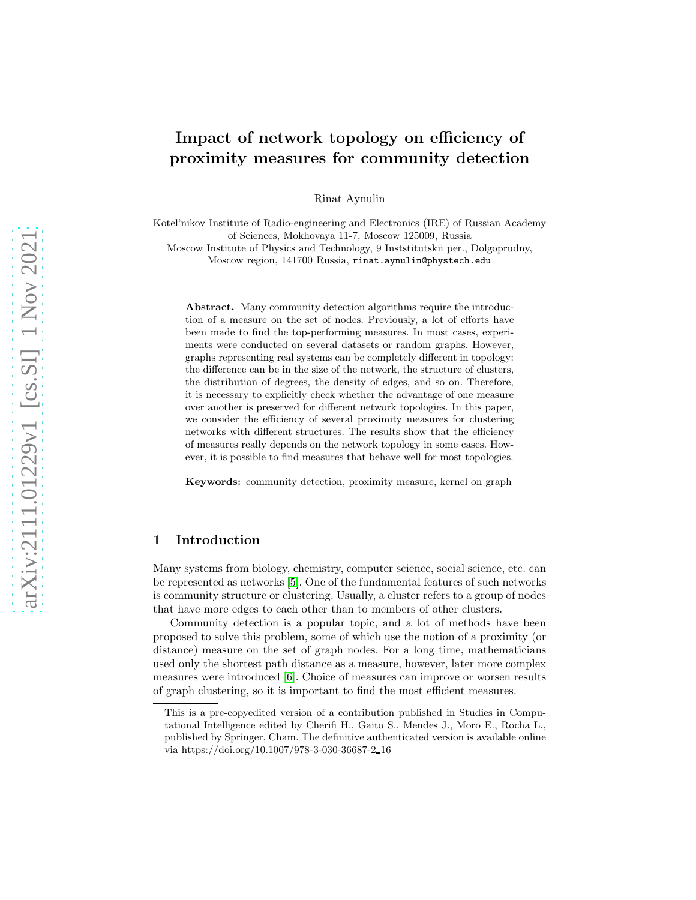# Impact of network topology on efficiency of proximity measures for community detection

Rinat Aynulin

Kotel'nikov Institute of Radio-engineering and Electronics (IRE) of Russian Academy of Sciences, Mokhovaya 11-7, Moscow 125009, Russia
Moscow Institute of Physics and Technology, 9 Inststitutskii per., Dolgoprudny, Moscow region, 141700 Russia, rinat.aynulin@phystech.edu

**Abstract.** Many community detection algorithms require the introduction of a measure on the set of nodes. Previously, a lot of efforts have been made to find the top-performing measures. In most cases, experiments were conducted on several datasets or random graphs. However, graphs representing real systems can be completely different in topology: the difference can be in the size of the network, the structure of clusters, the distribution of degrees, the density of edges, and so on. Therefore, it is necessary to explicitly check whether the advantage of one measure over another is preserved for different network topologies. In this paper, we consider the efficiency of several proximity measures for clustering networks with different structures. The results show that the efficiency of measures really depends on the network topology in some cases. However, it is possible to find measures that behave well for most topologies.

**Keywords:** community detection, proximity measure, kernel on graph

## 1 Introduction

Many systems from biology, chemistry, computer science, social science, etc. can be represented as networks [5]. One of the fundamental features of such networks is community structure or clustering. Usually, a cluster refers to a group of nodes that have more edges to each other than to members of other clusters.

Community detection is a popular topic, and a lot of methods have been proposed to solve this problem, some of which use the notion of a proximity (or distance) measure on the set of graph nodes. For a long time, mathematicians used only the shortest path distance as a measure, however, later more complex measures were introduced [6]. Choice of measures can improve or worsen results of graph clustering, so it is important to find the most efficient measures.

This is a pre-copyedited version of a contribution published in Studies in Computational Intelligence edited by Cherifi H., Gaito S., Mendes J., Moro E., Rocha L., published by Springer, Cham. The definitive authenticated version is available online via https://doi.org/10.1007/978-3-030-36687-2_16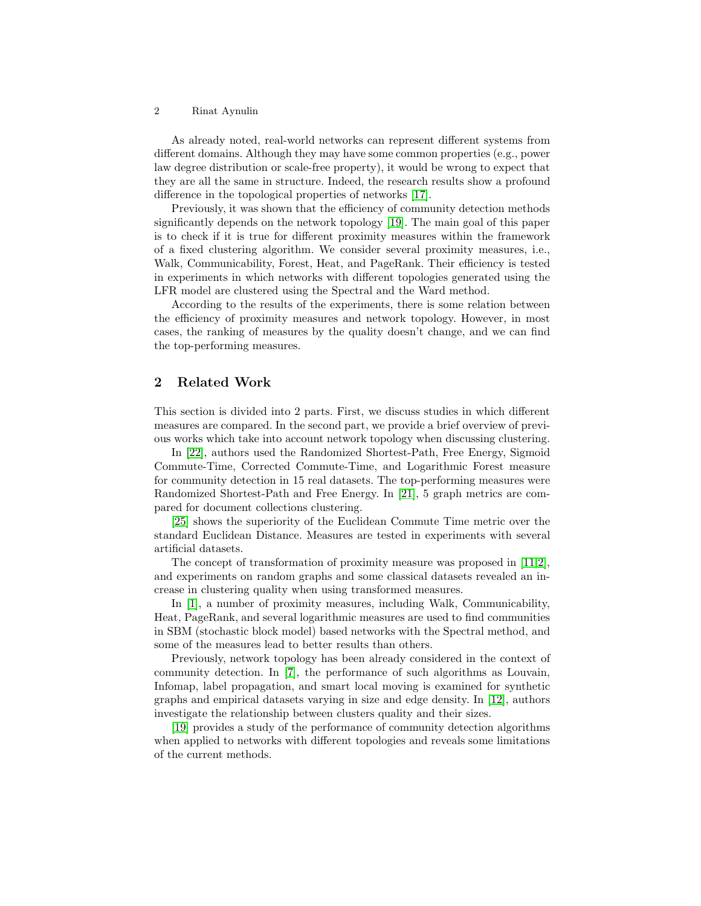As already noted, real-world networks can represent different systems from different domains. Although they may have some common properties (e.g., power law degree distribution or scale-free property), it would be wrong to expect that they are all the same in structure. Indeed, the research results show a profound difference in the topological properties of networks [17].

Previously, it was shown that the efficiency of community detection methods significantly depends on the network topology [19]. The main goal of this paper is to check if it is true for different proximity measures within the framework of a fixed clustering algorithm. We consider several proximity measures, i.e., Walk, Communicability, Forest, Heat, and PageRank. Their efficiency is tested in experiments in which networks with different topologies generated using the LFR model are clustered using the Spectral and the Ward method.

According to the results of the experiments, there is some relation between the efficiency of proximity measures and network topology. However, in most cases, the ranking of measures by the quality doesn't change, and we can find the top-performing measures.

## 2 Related Work

This section is divided into 2 parts. First, we discuss studies in which different measures are compared. In the second part, we provide a brief overview of previous works which take into account network topology when discussing clustering.

In [22], authors used the Randomized Shortest-Path, Free Energy, Sigmoid Commute-Time, Corrected Commute-Time, and Logarithmic Forest measure for community detection in 15 real datasets. The top-performing measures were Randomized Shortest-Path and Free Energy. In [21], 5 graph metrics are compared for document collections clustering.

[25] shows the superiority of the Euclidean Commute Time metric over the standard Euclidean Distance. Measures are tested in experiments with several artificial datasets.

The concept of transformation of proximity measure was proposed in [11,2], and experiments on random graphs and some classical datasets revealed an increase in clustering quality when using transformed measures.

In [1], a number of proximity measures, including Walk, Communicability, Heat, PageRank, and several logarithmic measures are used to find communities in SBM (stochastic block model) based networks with the Spectral method, and some of the measures lead to better results than others.

Previously, network topology has been already considered in the context of community detection. In [7], the performance of such algorithms as Louvain, Infomap, label propagation, and smart local moving is examined for synthetic graphs and empirical datasets varying in size and edge density. In [12], authors investigate the relationship between clusters quality and their sizes.

[19] provides a study of the performance of community detection algorithms when applied to networks with different topologies and reveals some limitations of the current methods.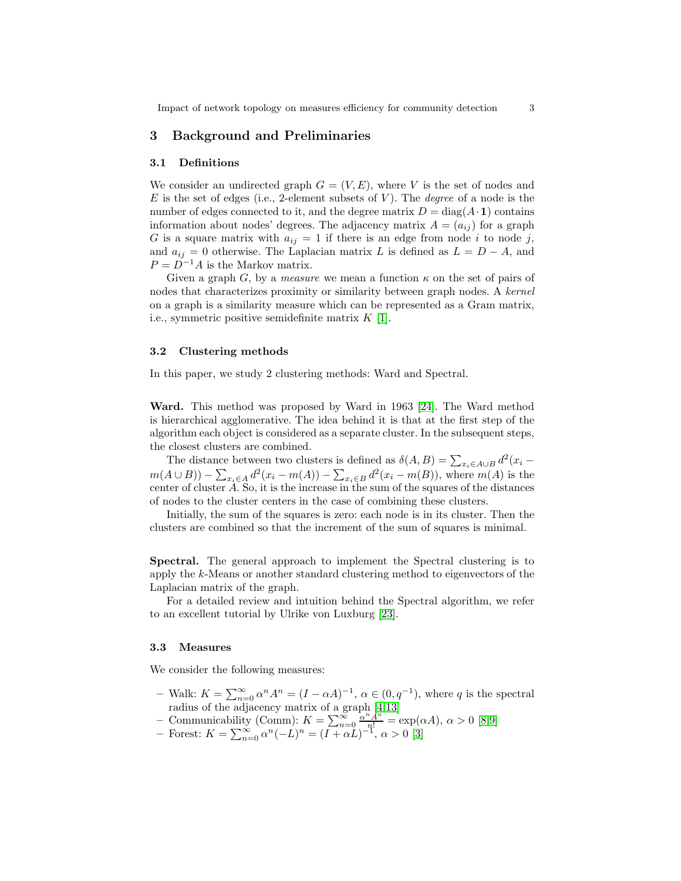## 3 Background and Preliminaries

### 3.1 Definitions

We consider an undirected graph $G = (V, E)$, where $V$ is the set of nodes and $E$ is the set of edges (i.e., 2-element subsets of $V$). The *degree* of a node is the number of edges connected to it, and the degree matrix $D = \mathrm{diag}(A \cdot \mathbf{1})$ contains information about nodes' degrees. The adjacency matrix $A = (a_{ij})$ for a graph $G$ is a square matrix with $a_{ij} = 1$ if there is an edge from node $i$ to node $j$, and $a_{ij} = 0$ otherwise. The Laplacian matrix $L$ is defined as $L = D - A$, and $P = D^{-1}A$ is the Markov matrix.

Given a graph $G$, by a *measure* we mean a function $\kappa$ on the set of pairs of nodes that characterizes proximity or similarity between graph nodes. A *kernel* on a graph is a similarity measure which can be represented as a Gram matrix, i.e., symmetric positive semidefinite matrix $K$ [1].

### 3.2 Clustering methods

In this paper, we study 2 clustering methods: Ward and Spectral.

**Ward.** This method was proposed by Ward in 1963 [24]. The Ward method is hierarchical agglomerative. The idea behind it is that at the first step of the algorithm each object is considered as a separate cluster. In the subsequent steps, the closest clusters are combined.

The distance between two clusters is defined as $\delta(A, B) = \sum_{x_i \in A \cup B} d^2(x_i - m(A \cup B)) - \sum_{x_i \in A} d^2(x_i - m(A)) - \sum_{x_i \in B} d^2(x_i - m(B))$, where $m(A)$ is the center of cluster $A$. So, it is the increase in the sum of the squares of the distances of nodes to the cluster centers in the case of combining these clusters.

Initially, the sum of the squares is zero: each node is in its cluster. Then the clusters are combined so that the increment of the sum of squares is minimal.

**Spectral.** The general approach to implement the Spectral clustering is to apply the $k$-Means or another standard clustering method to eigenvectors of the Laplacian matrix of the graph.

For a detailed review and intuition behind the Spectral algorithm, we refer to an excellent tutorial by Ulrike von Luxburg [23].

### 3.3 Measures

We consider the following measures:

- Walk: $K = \sum_{n=0}^{\infty} \alpha^n A^n = (I - \alpha A)^{-1}$, $\alpha \in (0, q^{-1})$, where $q$ is the spectral radius of the adjacency matrix of a graph [4,13]
- Communicability (Comm): $K = \sum_{n=0}^{\infty} \frac{\alpha^n A^n}{n!} = \exp(\alpha A)$, $\alpha > 0$ [8,9]
- Forest: $K = \sum_{n=0}^{\infty} \alpha^n (-L)^n = (I + \alpha L)^{-1}$, $\alpha > 0$ [3]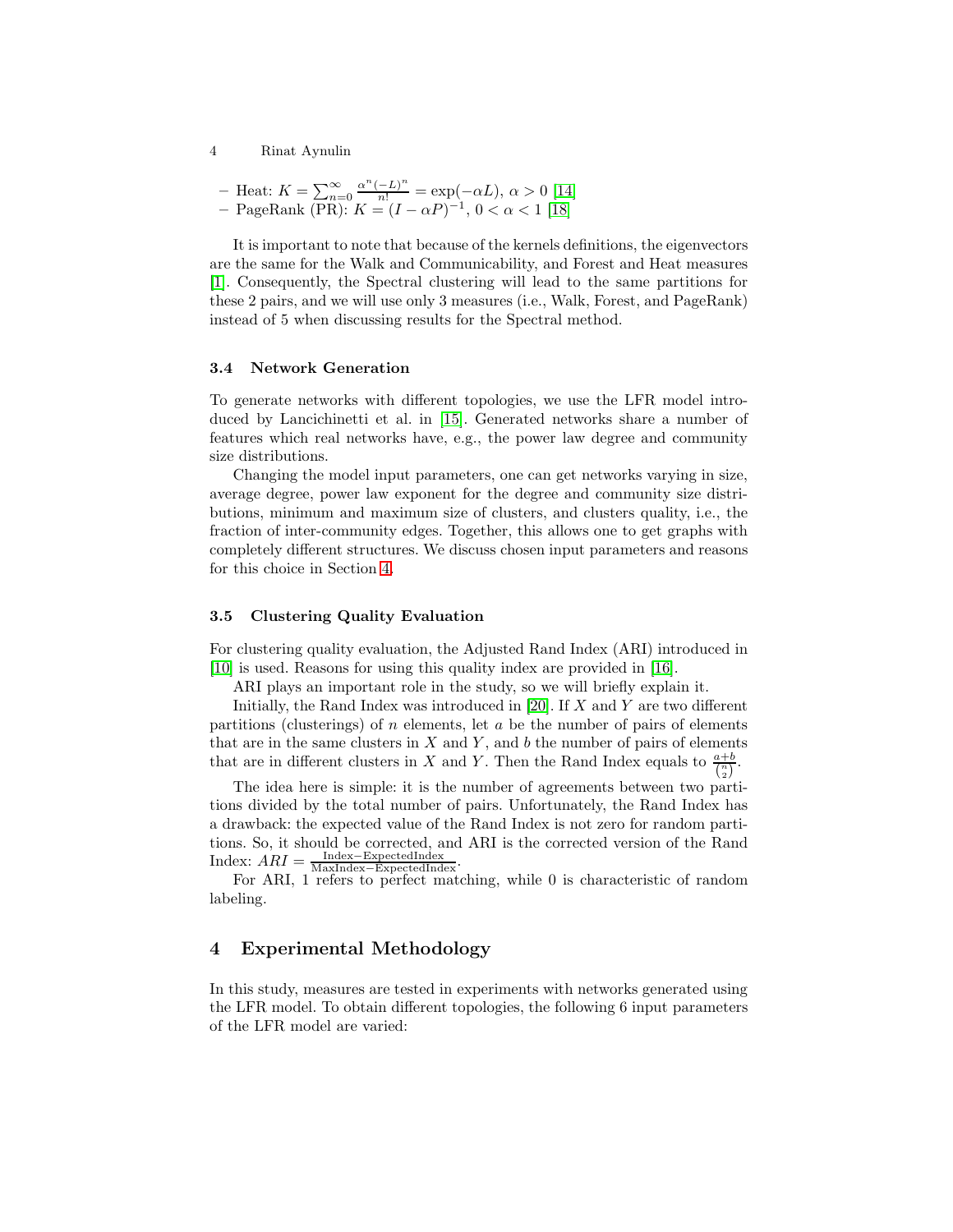- Heat: $K = \sum_{n=0}^{\infty} \frac{\alpha^n (-L)^n}{n!} = \exp(-\alpha L)$, $\alpha > 0$ [14]
- PageRank (PR): $K = (I - \alpha P)^{-1}$, $0 < \alpha < 1$ [18]

It is important to note that because of the kernels definitions, the eigenvectors are the same for the Walk and Communicability, and Forest and Heat measures [1]. Consequently, the Spectral clustering will lead to the same partitions for these 2 pairs, and we will use only 3 measures (i.e., Walk, Forest, and PageRank) instead of 5 when discussing results for the Spectral method.

### 3.4 Network Generation

To generate networks with different topologies, we use the LFR model introduced by Lancichinetti et al. in [15]. Generated networks share a number of features which real networks have, e.g., the power law degree and community size distributions.

Changing the model input parameters, one can get networks varying in size, average degree, power law exponent for the degree and community size distributions, minimum and maximum size of clusters, and clusters quality, i.e., the fraction of inter-community edges. Together, this allows one to get graphs with completely different structures. We discuss chosen input parameters and reasons for this choice in Section 4.

### 3.5 Clustering Quality Evaluation

For clustering quality evaluation, the Adjusted Rand Index (ARI) introduced in [10] is used. Reasons for using this quality index are provided in [16].

ARI plays an important role in the study, so we will briefly explain it.

Initially, the Rand Index was introduced in [20]. If $X$ and $Y$ are two different partitions (clusterings) of $n$ elements, let $a$ be the number of pairs of elements that are in the same clusters in $X$ and $Y$, and $b$ the number of pairs of elements that are in different clusters in $X$ and $Y$. Then the Rand Index equals to $\frac{a+b}{\binom{n}{2}}$.

The idea here is simple: it is the number of agreements between two partitions divided by the total number of pairs. Unfortunately, the Rand Index has a drawback: the expected value of the Rand Index is not zero for random partitions. So, it should be corrected, and ARI is the corrected version of the Rand Index: $ARI = \frac{\text{Index} - \text{ExpectedIndex}}{\text{MaxIndex} - \text{ExpectedIndex}}$.

For ARI, 1 refers to perfect matching, while 0 is characteristic of random labeling.

## 4 Experimental Methodology

In this study, measures are tested in experiments with networks generated using the LFR model. To obtain different topologies, the following 6 input parameters of the LFR model are varied: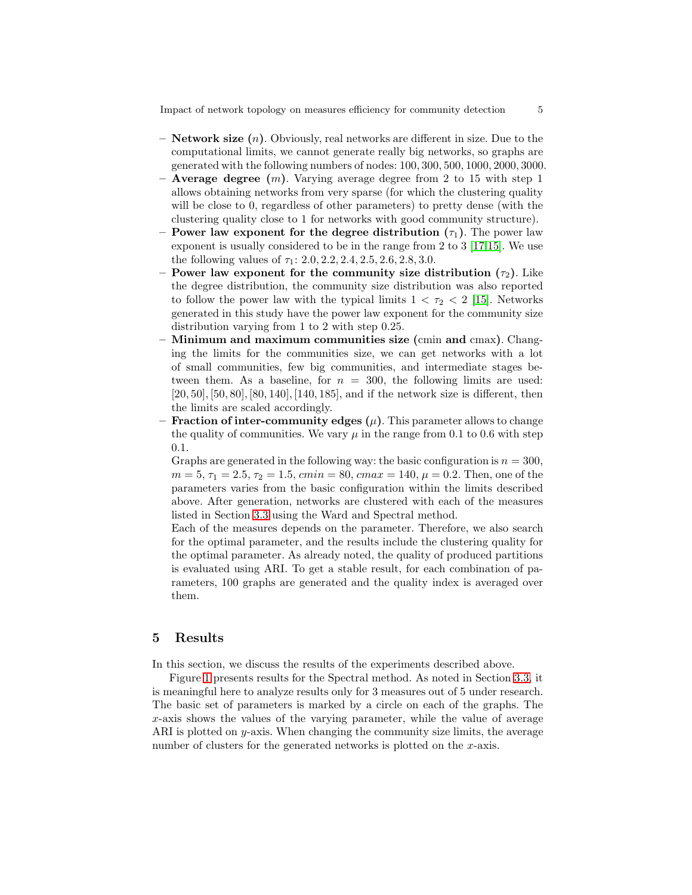- **Network size ($n$).** Obviously, real networks are different in size. Due to the computational limits, we cannot generate really big networks, so graphs are generated with the following numbers of nodes: $100, 300, 500, 1000, 2000, 3000$.
- **Average degree ($m$).** Varying average degree from 2 to 15 with step 1 allows obtaining networks from very sparse (for which the clustering quality will be close to 0, regardless of other parameters) to pretty dense (with the clustering quality close to 1 for networks with good community structure).
- **Power law exponent for the degree distribution ($\tau_1$).** The power law exponent is usually considered to be in the range from 2 to 3 [17,15]. We use the following values of $\tau_1$: $2.0, 2.2, 2.4, 2.5, 2.6, 2.8, 3.0$.
- **Power law exponent for the community size distribution ($\tau_2$).** Like the degree distribution, the community size distribution was also reported to follow the power law with the typical limits $1 < \tau_2 < 2$ [15]. Networks generated in this study have the power law exponent for the community size distribution varying from 1 to 2 with step 0.25.
- **Minimum and maximum communities size (cmin and cmax).** Changing the limits for the communities size, we can get networks with a lot of small communities, few big communities, and intermediate stages between them. As a baseline, for $n = 300$, the following limits are used: $[20, 50], [50, 80], [80, 140], [140, 185]$, and if the network size is different, then the limits are scaled accordingly.
- **Fraction of inter-community edges ($\mu$).** This parameter allows to change the quality of communities. We vary $\mu$ in the range from 0.1 to 0.6 with step 0.1.

  Graphs are generated in the following way: the basic configuration is $n = 300$, $m = 5$, $\tau_1 = 2.5$, $\tau_2 = 1.5$, $cmin = 80$, $cmax = 140$, $\mu = 0.2$. Then, one of the parameters varies from the basic configuration within the limits described above. After generation, networks are clustered with each of the measures listed in Section 3.3 using the Ward and Spectral method.

  Each of the measures depends on the parameter. Therefore, we also search for the optimal parameter, and the results include the clustering quality for the optimal parameter. As already noted, the quality of produced partitions is evaluated using ARI. To get a stable result, for each combination of parameters, 100 graphs are generated and the quality index is averaged over them.

## 5 Results

In this section, we discuss the results of the experiments described above.

Figure 1 presents results for the Spectral method. As noted in Section 3.3, it is meaningful here to analyze results only for 3 measures out of 5 under research. The basic set of parameters is marked by a circle on each of the graphs. The $x$-axis shows the values of the varying parameter, while the value of average ARI is plotted on $y$-axis. When changing the community size limits, the average number of clusters for the generated networks is plotted on the $x$-axis.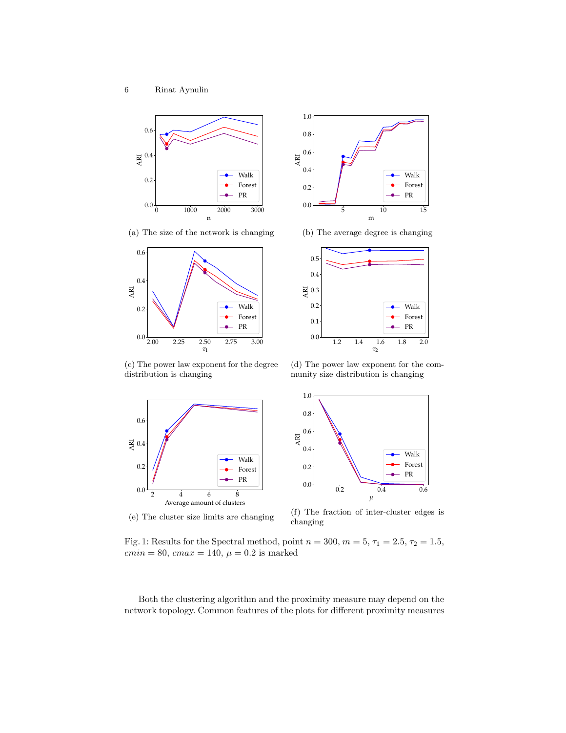(a) The size of the network is changing

(b) The average degree is changing

(c) The power law exponent for the degree distribution is changing

(d) The power law exponent for the community size distribution is changing

(e) The cluster size limits are changing

(f) The fraction of inter-cluster edges is changing

Fig. 1: Results for the Spectral method, point $n = 300$, $m = 5$, $\tau_1 = 2.5$, $\tau_2 = 1.5$, $cmin = 80$, $cmax = 140$, $\mu = 0.2$ is marked

Both the clustering algorithm and the proximity measure may depend on the network topology. Common features of the plots for different proximity measures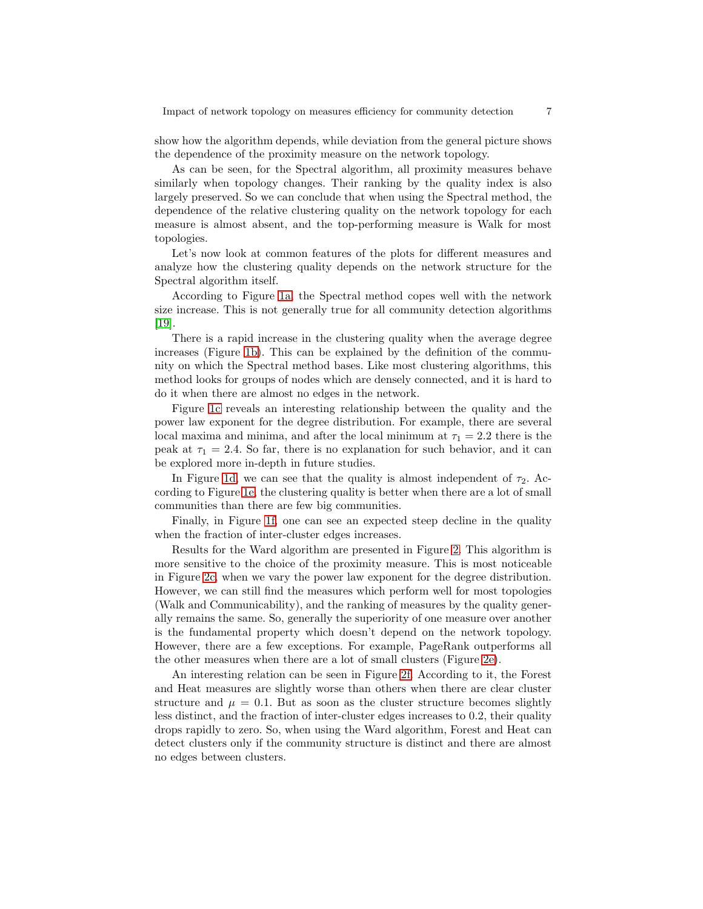show how the algorithm depends, while deviation from the general picture shows the dependence of the proximity measure on the network topology.

As can be seen, for the Spectral algorithm, all proximity measures behave similarly when topology changes. Their ranking by the quality index is also largely preserved. So we can conclude that when using the Spectral method, the dependence of the relative clustering quality on the network topology for each measure is almost absent, and the top-performing measure is Walk for most topologies.

Let's now look at common features of the plots for different measures and analyze how the clustering quality depends on the network structure for the Spectral algorithm itself.

According to Figure 1a, the Spectral method copes well with the network size increase. This is not generally true for all community detection algorithms [19].

There is a rapid increase in the clustering quality when the average degree increases (Figure 1b). This can be explained by the definition of the community on which the Spectral method bases. Like most clustering algorithms, this method looks for groups of nodes which are densely connected, and it is hard to do it when there are almost no edges in the network.

Figure 1c reveals an interesting relationship between the quality and the power law exponent for the degree distribution. For example, there are several local maxima and minima, and after the local minimum at $\tau_1 = 2.2$ there is the peak at $\tau_1 = 2.4$. So far, there is no explanation for such behavior, and it can be explored more in-depth in future studies.

In Figure 1d, we can see that the quality is almost independent of $\tau_2$. According to Figure 1e, the clustering quality is better when there are a lot of small communities than there are few big communities.

Finally, in Figure 1f, one can see an expected steep decline in the quality when the fraction of inter-cluster edges increases.

Results for the Ward algorithm are presented in Figure 2. This algorithm is more sensitive to the choice of the proximity measure. This is most noticeable in Figure 2c, when we vary the power law exponent for the degree distribution. However, we can still find the measures which perform well for most topologies (Walk and Communicability), and the ranking of measures by the quality generally remains the same. So, generally the superiority of one measure over another is the fundamental property which doesn't depend on the network topology. However, there are a few exceptions. For example, PageRank outperforms all the other measures when there are a lot of small clusters (Figure 2e).

An interesting relation can be seen in Figure 2f. According to it, the Forest and Heat measures are slightly worse than others when there are clear cluster structure and $\mu = 0.1$. But as soon as the cluster structure becomes slightly less distinct, and the fraction of inter-cluster edges increases to 0.2, their quality drops rapidly to zero. So, when using the Ward algorithm, Forest and Heat can detect clusters only if the community structure is distinct and there are almost no edges between clusters.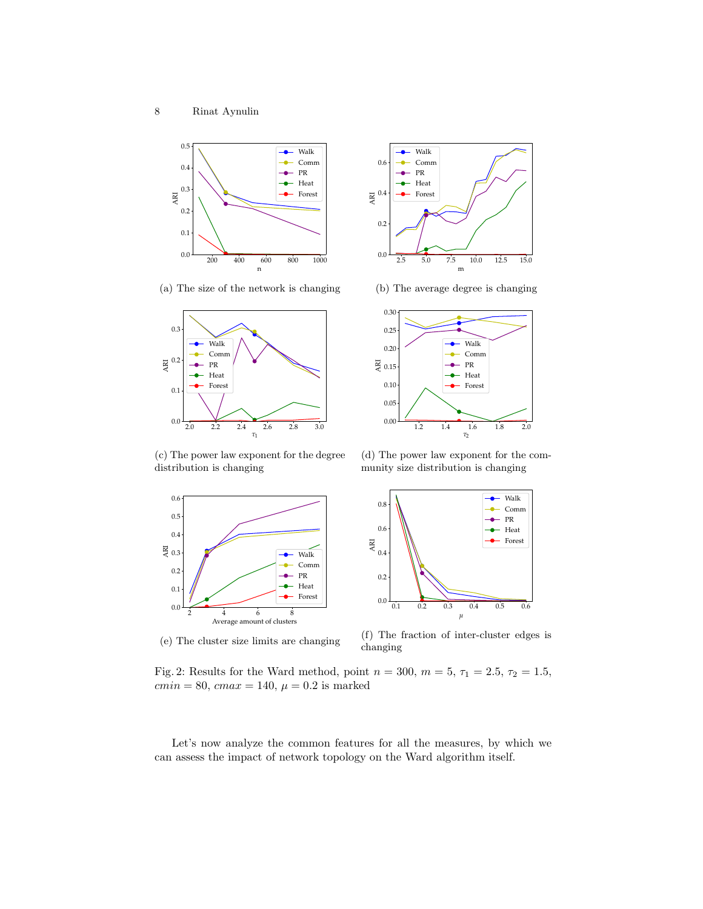(a) The size of the network is changing

(b) The average degree is changing

(c) The power law exponent for the degree distribution is changing

(d) The power law exponent for the community size distribution is changing

(e) The cluster size limits are changing

(f) The fraction of inter-cluster edges is changing

Fig. 2: Results for the Ward method, point $n = 300$, $m = 5$, $\tau_1 = 2.5$, $\tau_2 = 1.5$, $cmin = 80$, $cmax = 140$, $\mu = 0.2$ is marked

Let's now analyze the common features for all the measures, by which we can assess the impact of network topology on the Ward algorithm itself.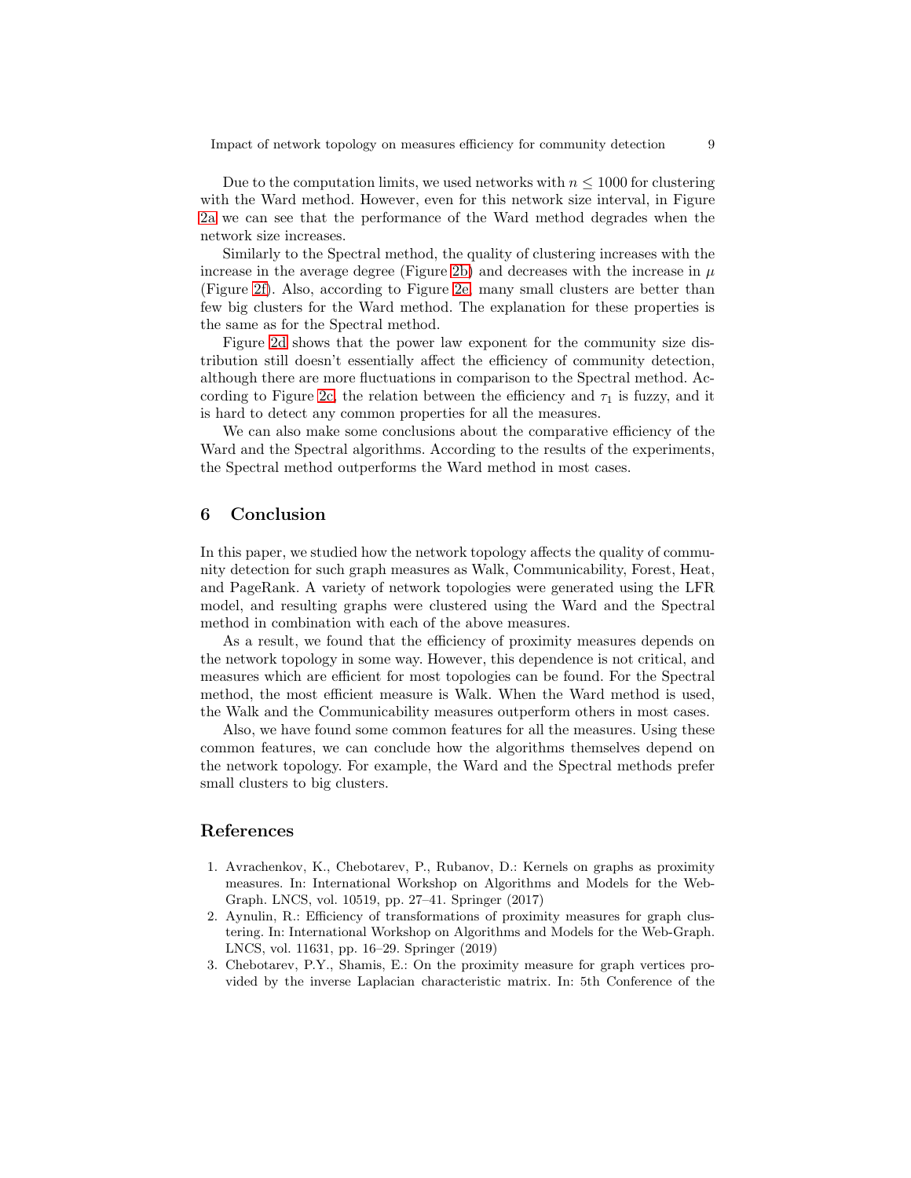Due to the computation limits, we used networks with $n \leq 1000$ for clustering with the Ward method. However, even for this network size interval, in Figure 2a we can see that the performance of the Ward method degrades when the network size increases.

Similarly to the Spectral method, the quality of clustering increases with the increase in the average degree (Figure 2b) and decreases with the increase in $\mu$ (Figure 2f). Also, according to Figure 2e, many small clusters are better than few big clusters for the Ward method. The explanation for these properties is the same as for the Spectral method.

Figure 2d shows that the power law exponent for the community size distribution still doesn't essentially affect the efficiency of community detection, although there are more fluctuations in comparison to the Spectral method. According to Figure 2c, the relation between the efficiency and $\tau_1$ is fuzzy, and it is hard to detect any common properties for all the measures.

We can also make some conclusions about the comparative efficiency of the Ward and the Spectral algorithms. According to the results of the experiments, the Spectral method outperforms the Ward method in most cases.

## 6 Conclusion

In this paper, we studied how the network topology affects the quality of community detection for such graph measures as Walk, Communicability, Forest, Heat, and PageRank. A variety of network topologies were generated using the LFR model, and resulting graphs were clustered using the Ward and the Spectral method in combination with each of the above measures.

As a result, we found that the efficiency of proximity measures depends on the network topology in some way. However, this dependence is not critical, and measures which are efficient for most topologies can be found. For the Spectral method, the most efficient measure is Walk. When the Ward method is used, the Walk and the Communicability measures outperform others in most cases.

Also, we have found some common features for all the measures. Using these common features, we can conclude how the algorithms themselves depend on the network topology. For example, the Ward and the Spectral methods prefer small clusters to big clusters.

## References

1. Avrachenkov, K., Chebotarev, P., Rubanov, D.: Kernels on graphs as proximity measures. In: International Workshop on Algorithms and Models for the Web-Graph. LNCS, vol. 10519, pp. 27–41. Springer (2017)
2. Aynulin, R.: Efficiency of transformations of proximity measures for graph clustering. In: International Workshop on Algorithms and Models for the Web-Graph. LNCS, vol. 11631, pp. 16–29. Springer (2019)
3. Chebotarev, P.Y., Shamis, E.: On the proximity measure for graph vertices provided by the inverse Laplacian characteristic matrix. In: 5th Conference of the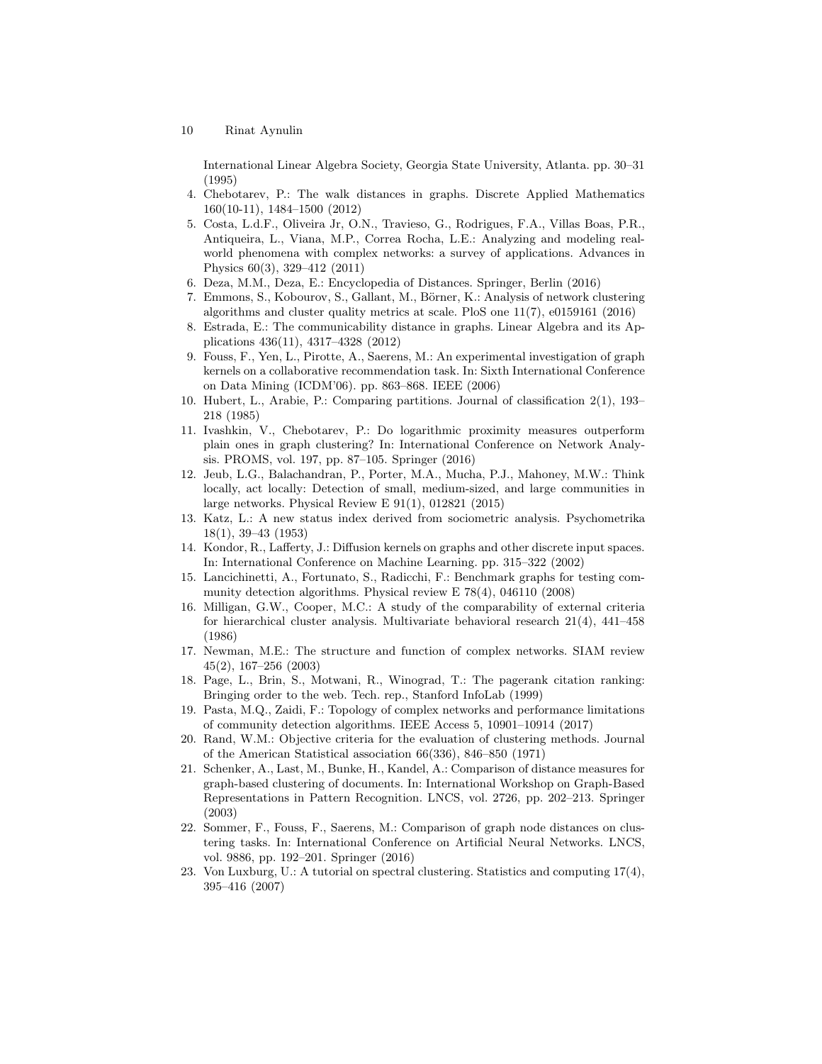International Linear Algebra Society, Georgia State University, Atlanta. pp. 30–31 (1995)

4. Chebotarev, P.: The walk distances in graphs. Discrete Applied Mathematics 160(10-11), 1484–1500 (2012)
5. Costa, L.d.F., Oliveira Jr, O.N., Travieso, G., Rodrigues, F.A., Villas Boas, P.R., Antiqueira, L., Viana, M.P., Correa Rocha, L.E.: Analyzing and modeling real-world phenomena with complex networks: a survey of applications. Advances in Physics 60(3), 329–412 (2011)
6. Deza, M.M., Deza, E.: Encyclopedia of Distances. Springer, Berlin (2016)
7. Emmons, S., Kobourov, S., Gallant, M., Börner, K.: Analysis of network clustering algorithms and cluster quality metrics at scale. PloS one 11(7), e0159161 (2016)
8. Estrada, E.: The communicability distance in graphs. Linear Algebra and its Applications 436(11), 4317–4328 (2012)
9. Fouss, F., Yen, L., Pirotte, A., Saerens, M.: An experimental investigation of graph kernels on a collaborative recommendation task. In: Sixth International Conference on Data Mining (ICDM'06). pp. 863–868. IEEE (2006)
10. Hubert, L., Arabie, P.: Comparing partitions. Journal of classification 2(1), 193–218 (1985)
11. Ivashkin, V., Chebotarev, P.: Do logarithmic proximity measures outperform plain ones in graph clustering? In: International Conference on Network Analysis. PROMS, vol. 197, pp. 87–105. Springer (2016)
12. Jeub, L.G., Balachandran, P., Porter, M.A., Mucha, P.J., Mahoney, M.W.: Think locally, act locally: Detection of small, medium-sized, and large communities in large networks. Physical Review E 91(1), 012821 (2015)
13. Katz, L.: A new status index derived from sociometric analysis. Psychometrika 18(1), 39–43 (1953)
14. Kondor, R., Lafferty, J.: Diffusion kernels on graphs and other discrete input spaces. In: International Conference on Machine Learning. pp. 315–322 (2002)
15. Lancichinetti, A., Fortunato, S., Radicchi, F.: Benchmark graphs for testing community detection algorithms. Physical review E 78(4), 046110 (2008)
16. Milligan, G.W., Cooper, M.C.: A study of the comparability of external criteria for hierarchical cluster analysis. Multivariate behavioral research 21(4), 441–458 (1986)
17. Newman, M.E.: The structure and function of complex networks. SIAM review 45(2), 167–256 (2003)
18. Page, L., Brin, S., Motwani, R., Winograd, T.: The pagerank citation ranking: Bringing order to the web. Tech. rep., Stanford InfoLab (1999)
19. Pasta, M.Q., Zaidi, F.: Topology of complex networks and performance limitations of community detection algorithms. IEEE Access 5, 10901–10914 (2017)
20. Rand, W.M.: Objective criteria for the evaluation of clustering methods. Journal of the American Statistical association 66(336), 846–850 (1971)
21. Schenker, A., Last, M., Bunke, H., Kandel, A.: Comparison of distance measures for graph-based clustering of documents. In: International Workshop on Graph-Based Representations in Pattern Recognition. LNCS, vol. 2726, pp. 202–213. Springer (2003)
22. Sommer, F., Fouss, F., Saerens, M.: Comparison of graph node distances on clustering tasks. In: International Conference on Artificial Neural Networks. LNCS, vol. 9886, pp. 192–201. Springer (2016)
23. Von Luxburg, U.: A tutorial on spectral clustering. Statistics and computing 17(4), 395–416 (2007)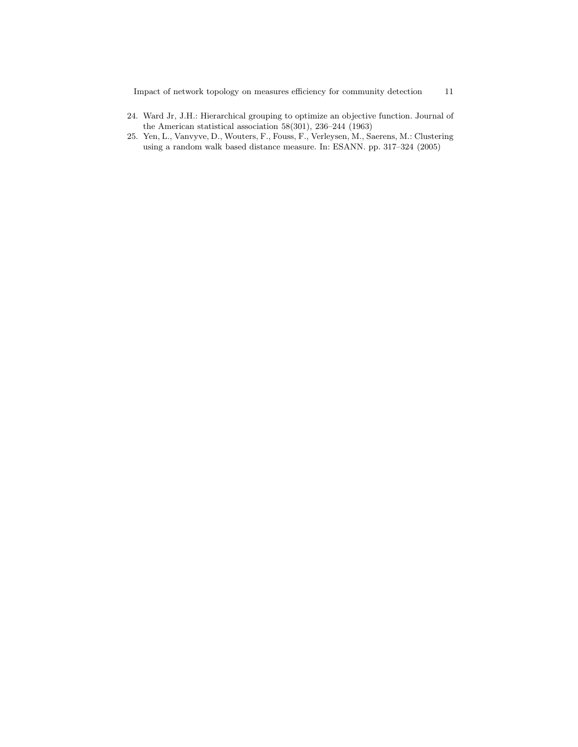24. Ward Jr, J.H.: Hierarchical grouping to optimize an objective function. Journal of the American statistical association 58(301), 236–244 (1963)
25. Yen, L., Vanvyve, D., Wouters, F., Fouss, F., Verleysen, M., Saerens, M.: Clustering using a random walk based distance measure. In: ESANN. pp. 317–324 (2005)